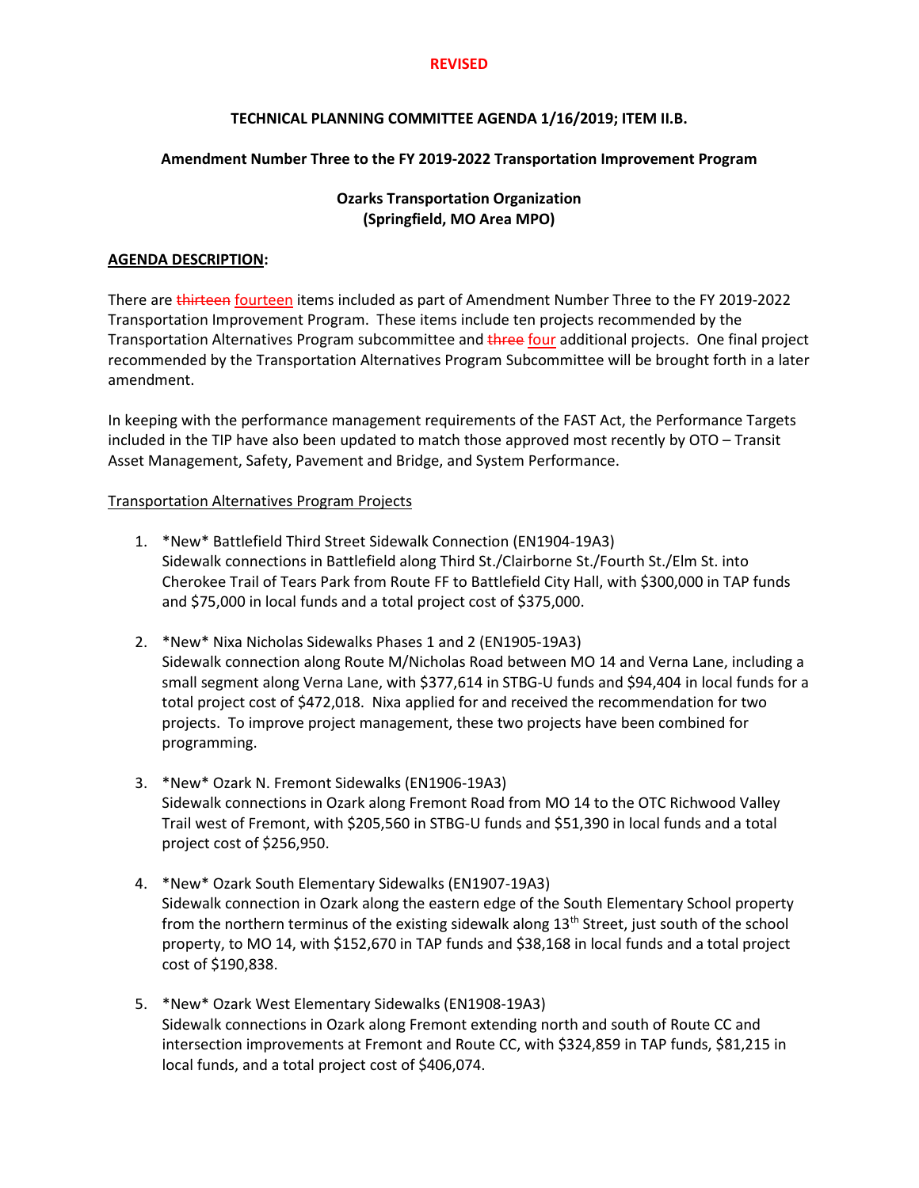**REVISED**

**TECHNICAL PLANNING COMMITTEE AGENDA 1/16/2019; ITEM II.B.**

**Amendment Number Three to the FY 2019-2022 Transportation Improvement Program**

**Ozarks Transportation Organization**
**(Springfield, MO Area MPO)**

**AGENDA DESCRIPTION:**

There are ~~thirteen~~ fourteen items included as part of Amendment Number Three to the FY 2019-2022 Transportation Improvement Program. These items include ten projects recommended by the Transportation Alternatives Program subcommittee and ~~three~~ four additional projects. One final project recommended by the Transportation Alternatives Program Subcommittee will be brought forth in a later amendment.

In keeping with the performance management requirements of the FAST Act, the Performance Targets included in the TIP have also been updated to match those approved most recently by OTO – Transit Asset Management, Safety, Pavement and Bridge, and System Performance.

Transportation Alternatives Program Projects

1. *New* Battlefield Third Street Sidewalk Connection (EN1904-19A3)
   Sidewalk connections in Battlefield along Third St./Clairborne St./Fourth St./Elm St. into Cherokee Trail of Tears Park from Route FF to Battlefield City Hall, with $300,000 in TAP funds and $75,000 in local funds and a total project cost of $375,000.

2. *New* Nixa Nicholas Sidewalks Phases 1 and 2 (EN1905-19A3)
   Sidewalk connection along Route M/Nicholas Road between MO 14 and Verna Lane, including a small segment along Verna Lane, with $377,614 in STBG-U funds and $94,404 in local funds for a total project cost of $472,018. Nixa applied for and received the recommendation for two projects. To improve project management, these two projects have been combined for programming.

3. *New* Ozark N. Fremont Sidewalks (EN1906-19A3)
   Sidewalk connections in Ozark along Fremont Road from MO 14 to the OTC Richwood Valley Trail west of Fremont, with $205,560 in STBG-U funds and $51,390 in local funds and a total project cost of $256,950.

4. *New* Ozark South Elementary Sidewalks (EN1907-19A3)
   Sidewalk connection in Ozark along the eastern edge of the South Elementary School property from the northern terminus of the existing sidewalk along 13th Street, just south of the school property, to MO 14, with $152,670 in TAP funds and $38,168 in local funds and a total project cost of $190,838.

5. *New* Ozark West Elementary Sidewalks (EN1908-19A3)
   Sidewalk connections in Ozark along Fremont extending north and south of Route CC and intersection improvements at Fremont and Route CC, with $324,859 in TAP funds, $81,215 in local funds, and a total project cost of $406,074.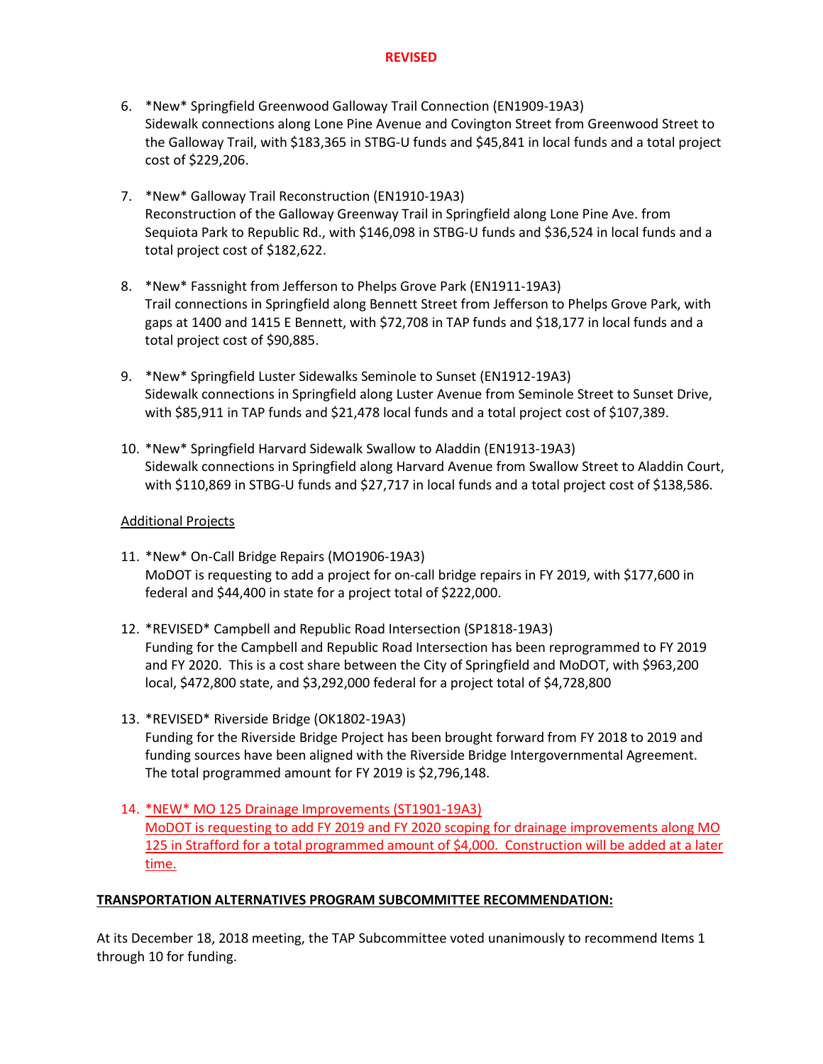**REVISED**

6. *New* Springfield Greenwood Galloway Trail Connection (EN1909-19A3)
   Sidewalk connections along Lone Pine Avenue and Covington Street from Greenwood Street to the Galloway Trail, with $183,365 in STBG-U funds and $45,841 in local funds and a total project cost of $229,206.

7. *New* Galloway Trail Reconstruction (EN1910-19A3)
   Reconstruction of the Galloway Greenway Trail in Springfield along Lone Pine Ave. from Sequiota Park to Republic Rd., with $146,098 in STBG-U funds and $36,524 in local funds and a total project cost of $182,622.

8. *New* Fassnight from Jefferson to Phelps Grove Park (EN1911-19A3)
   Trail connections in Springfield along Bennett Street from Jefferson to Phelps Grove Park, with gaps at 1400 and 1415 E Bennett, with $72,708 in TAP funds and $18,177 in local funds and a total project cost of $90,885.

9. *New* Springfield Luster Sidewalks Seminole to Sunset (EN1912-19A3)
   Sidewalk connections in Springfield along Luster Avenue from Seminole Street to Sunset Drive, with $85,911 in TAP funds and $21,478 local funds and a total project cost of $107,389.

10. *New* Springfield Harvard Sidewalk Swallow to Aladdin (EN1913-19A3)
    Sidewalk connections in Springfield along Harvard Avenue from Swallow Street to Aladdin Court, with $110,869 in STBG-U funds and $27,717 in local funds and a total project cost of $138,586.

<u>Additional Projects</u>

11. *New* On-Call Bridge Repairs (MO1906-19A3)
    MoDOT is requesting to add a project for on-call bridge repairs in FY 2019, with $177,600 in federal and $44,400 in state for a project total of $222,000.

12. *REVISED* Campbell and Republic Road Intersection (SP1818-19A3)
    Funding for the Campbell and Republic Road Intersection has been reprogrammed to FY 2019 and FY 2020. This is a cost share between the City of Springfield and MoDOT, with $963,200 local, $472,800 state, and $3,292,000 federal for a project total of $4,728,800

13. *REVISED* Riverside Bridge (OK1802-19A3)
    Funding for the Riverside Bridge Project has been brought forward from FY 2018 to 2019 and funding sources have been aligned with the Riverside Bridge Intergovernmental Agreement. The total programmed amount for FY 2019 is $2,796,148.

14. <u>*NEW* MO 125 Drainage Improvements (ST1901-19A3)</u>
    <u>MoDOT is requesting to add FY 2019 and FY 2020 scoping for drainage improvements along MO 125 in Strafford for a total programmed amount of $4,000. Construction will be added at a later time.</u>

**<u>TRANSPORTATION ALTERNATIVES PROGRAM SUBCOMMITTEE RECOMMENDATION:</u>**

At its December 18, 2018 meeting, the TAP Subcommittee voted unanimously to recommend Items 1 through 10 for funding.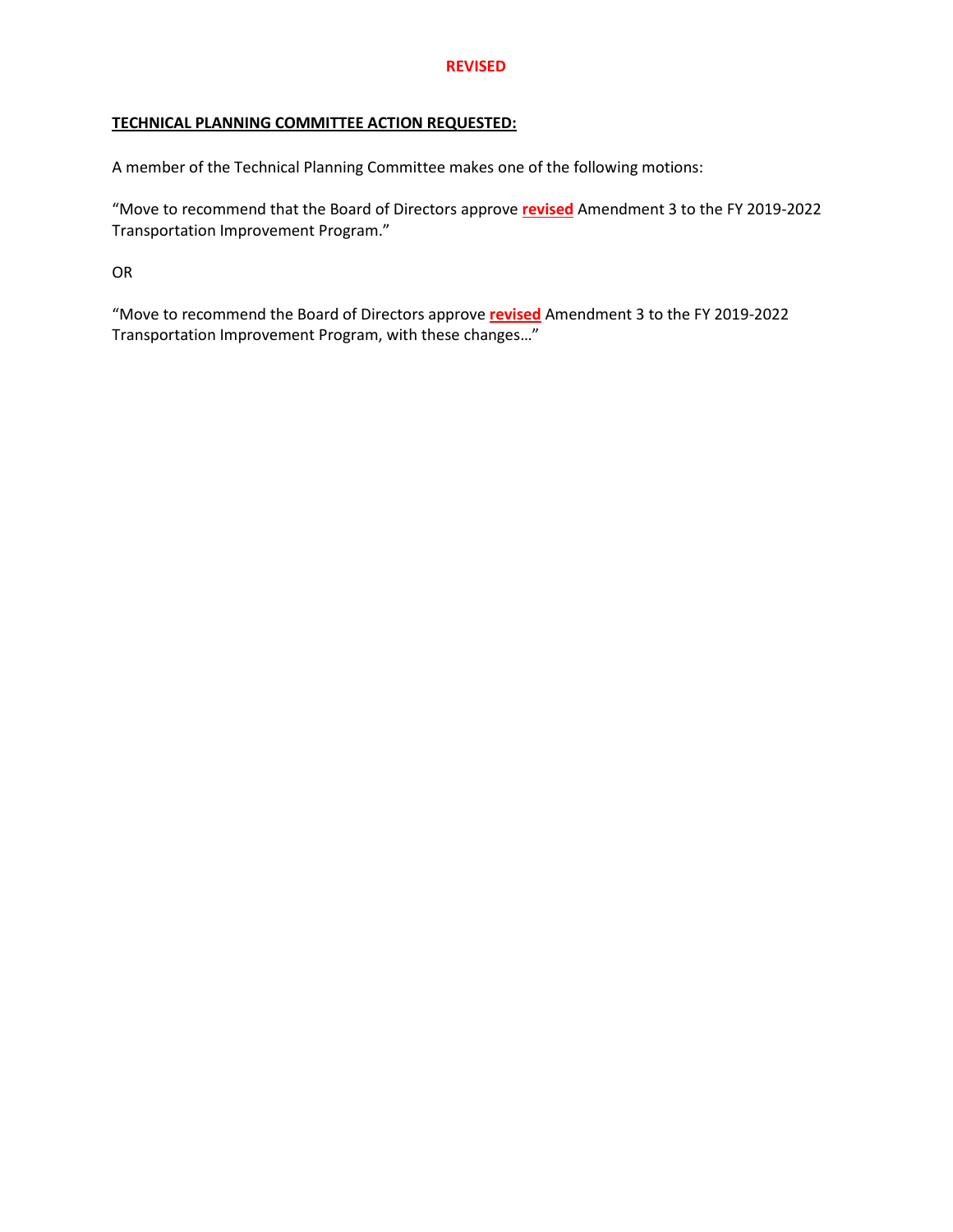**REVISED**

**TECHNICAL PLANNING COMMITTEE ACTION REQUESTED:**

A member of the Technical Planning Committee makes one of the following motions:

"Move to recommend that the Board of Directors approve **revised** Amendment 3 to the FY 2019-2022 Transportation Improvement Program."

OR

"Move to recommend the Board of Directors approve **revised** Amendment 3 to the FY 2019-2022 Transportation Improvement Program, with these changes…"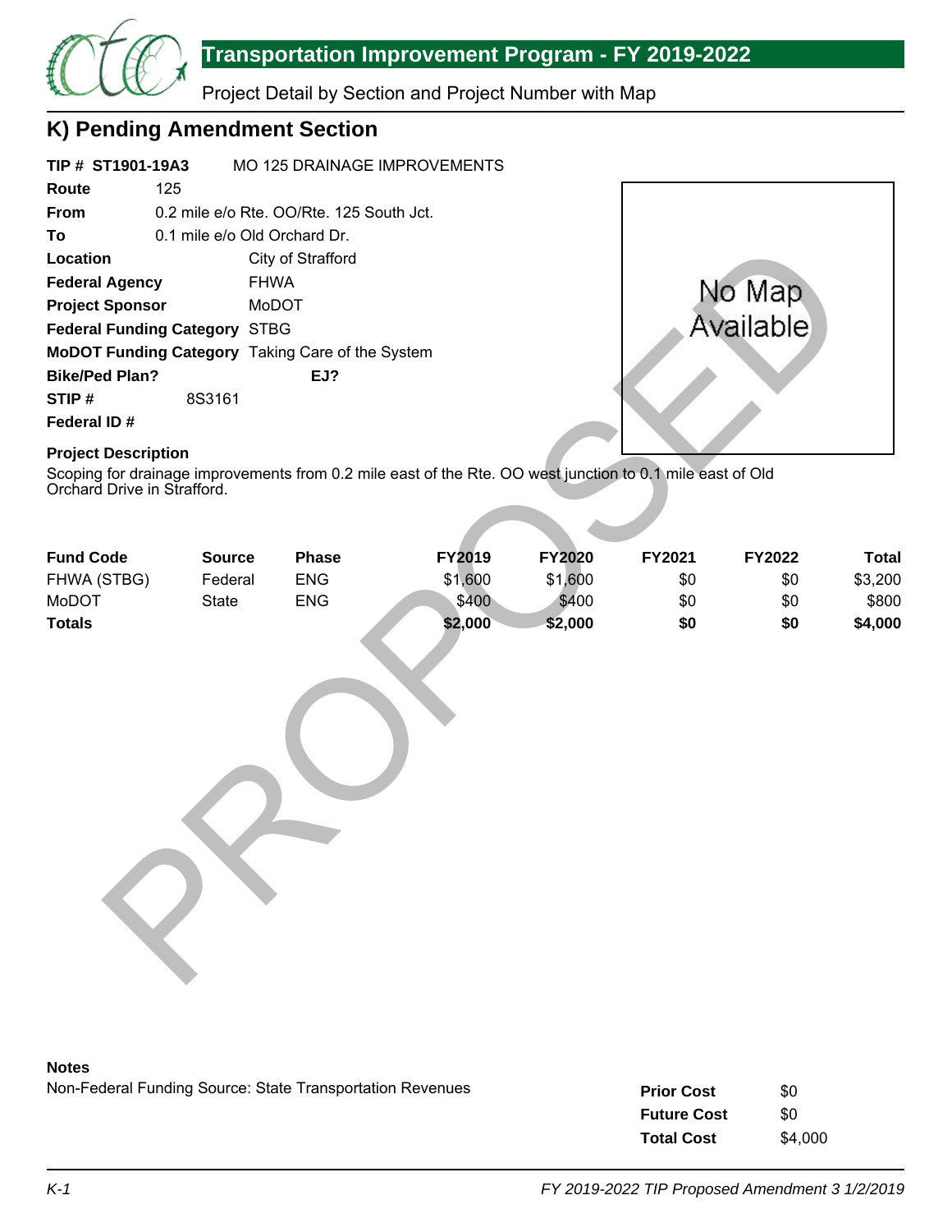## K) Pending Amendment Section

**TIP # ST1901-19A3** MO 125 DRAINAGE IMPROVEMENTS

**Route** 125

**From** 0.2 mile e/o Rte. OO/Rte. 125 South Jct.

**To** 0.1 mile e/o Old Orchard Dr.

**Location** City of Strafford

**Federal Agency** FHWA

**Project Sponsor** MoDOT

**Federal Funding Category** STBG

**MoDOT Funding Category** Taking Care of the System

**Bike/Ped Plan?** **EJ?**

**STIP #** 8S3161

**Federal ID #**

No Map Available

**Project Description**

Scoping for drainage improvements from 0.2 mile east of the Rte. OO west junction to 0.1 mile east of Old Orchard Drive in Strafford.

| Fund Code | Source | Phase | FY2019 | FY2020 | FY2021 | FY2022 | Total |
|---|---|---|---|---|---|---|---|
| FHWA (STBG) | Federal | ENG | $1,600 | $1,600 | $0 | $0 | $3,200 |
| MoDOT | State | ENG | $400 | $400 | $0 | $0 | $800 |
| **Totals** | | | **$2,000** | **$2,000** | **$0** | **$0** | **$4,000** |

PROPOSED

**Notes**

Non-Federal Funding Source: State Transportation Revenues

| | |
|---|---|
| **Prior Cost** | $0 |
| **Future Cost** | $0 |
| **Total Cost** | $4,000 |

*FY 2019-2022 TIP Proposed Amendment 3 1/2/2019*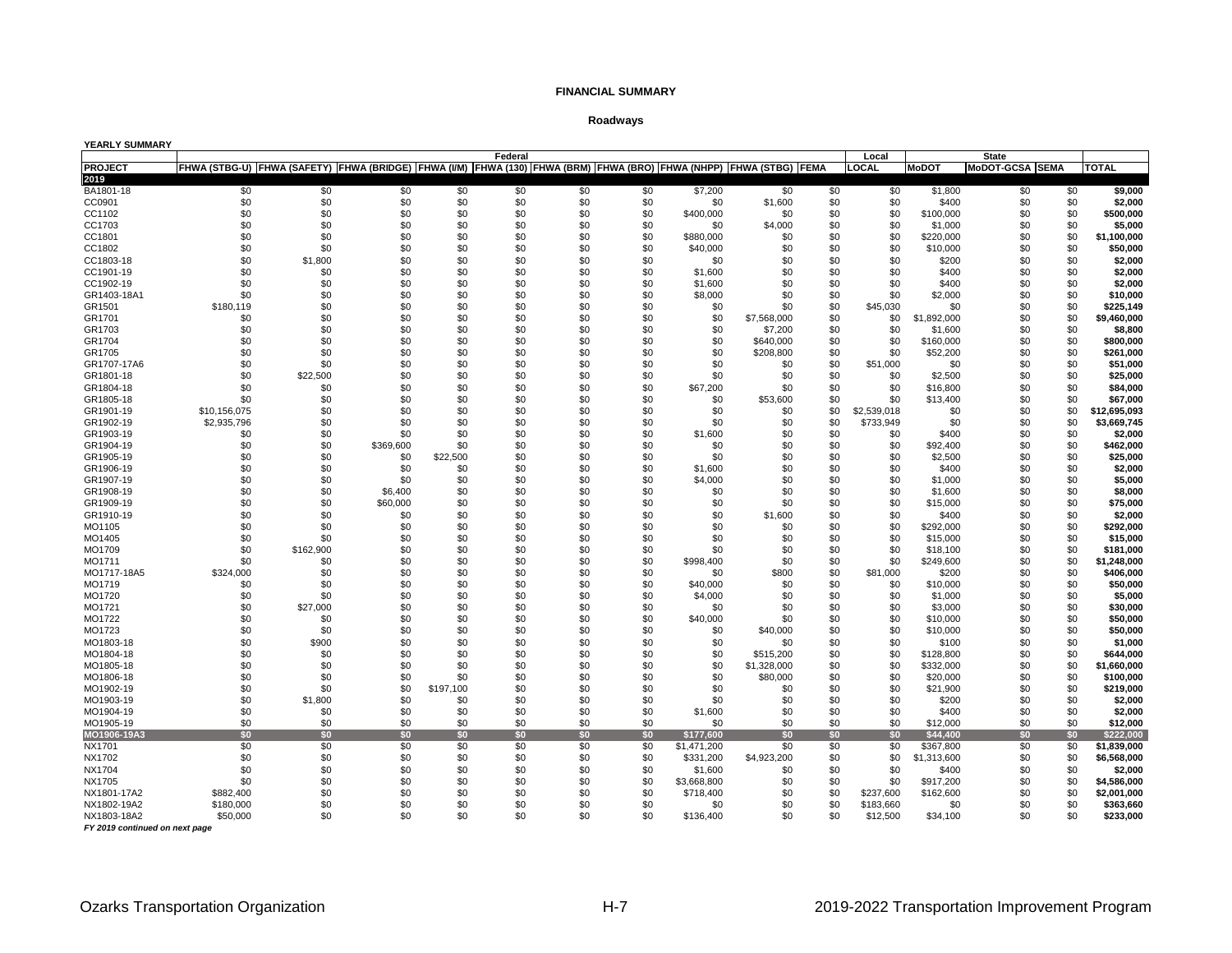**FINANCIAL SUMMARY**

**Roadways**

**YEARLY SUMMARY**

| | Federal | | | | | | | | | | Local | State | | | |
|---|---|---|---|---|---|---|---|---|---|---|---|---|---|---|---|
| **PROJECT** | **FHWA (STBG-U)** | **FHWA (SAFETY)** | **FHWA (BRIDGE)** | **FHWA (I/M)** | **FHWA (130)** | **FHWA (BRM)** | **FHWA (BRO)** | **FHWA (NHPP)** | **FHWA (STBG)** | **FEMA** | **LOCAL** | **MoDOT** | **MoDOT-GCSA** | **SEMA** | **TOTAL** |
| **2019** | | | | | | | | | | | | | | | |
| BA1801-18 | $0 | $0 | $0 | $0 | $0 | $0 | $0 | $7,200 | $0 | $0 | $0 | $1,800 | $0 | $0 | **$9,000** |
| CC0901 | $0 | $0 | $0 | $0 | $0 | $0 | $0 | $0 | $1,600 | $0 | $0 | $400 | $0 | $0 | **$2,000** |
| CC1102 | $0 | $0 | $0 | $0 | $0 | $0 | $0 | $400,000 | $0 | $0 | $0 | $100,000 | $0 | $0 | **$500,000** |
| CC1703 | $0 | $0 | $0 | $0 | $0 | $0 | $0 | $0 | $4,000 | $0 | $0 | $1,000 | $0 | $0 | **$5,000** |
| CC1801 | $0 | $0 | $0 | $0 | $0 | $0 | $0 | $880,000 | $0 | $0 | $0 | $220,000 | $0 | $0 | **$1,100,000** |
| CC1802 | $0 | $0 | $0 | $0 | $0 | $0 | $0 | $40,000 | $0 | $0 | $0 | $10,000 | $0 | $0 | **$50,000** |
| CC1803-18 | $0 | $1,800 | $0 | $0 | $0 | $0 | $0 | $0 | $0 | $0 | $0 | $200 | $0 | $0 | **$2,000** |
| CC1901-19 | $0 | $0 | $0 | $0 | $0 | $0 | $0 | $1,600 | $0 | $0 | $0 | $400 | $0 | $0 | **$2,000** |
| CC1902-19 | $0 | $0 | $0 | $0 | $0 | $0 | $0 | $1,600 | $0 | $0 | $0 | $400 | $0 | $0 | **$2,000** |
| GR1403-18A1 | $0 | $0 | $0 | $0 | $0 | $0 | $0 | $8,000 | $0 | $0 | $0 | $2,000 | $0 | $0 | **$10,000** |
| GR1501 | $180,119 | $0 | $0 | $0 | $0 | $0 | $0 | $0 | $0 | $0 | $45,030 | $0 | $0 | $0 | **$225,149** |
| GR1701 | $0 | $0 | $0 | $0 | $0 | $0 | $0 | $0 | $7,568,000 | $0 | $0 | $1,892,000 | $0 | $0 | **$9,460,000** |
| GR1703 | $0 | $0 | $0 | $0 | $0 | $0 | $0 | $0 | $7,200 | $0 | $0 | $1,600 | $0 | $0 | **$8,800** |
| GR1704 | $0 | $0 | $0 | $0 | $0 | $0 | $0 | $0 | $640,000 | $0 | $0 | $160,000 | $0 | $0 | **$800,000** |
| GR1705 | $0 | $0 | $0 | $0 | $0 | $0 | $0 | $0 | $208,800 | $0 | $0 | $52,200 | $0 | $0 | **$261,000** |
| GR1707-17A6 | $0 | $0 | $0 | $0 | $0 | $0 | $0 | $0 | $0 | $0 | $51,000 | $0 | $0 | $0 | **$51,000** |
| GR1801-18 | $0 | $22,500 | $0 | $0 | $0 | $0 | $0 | $0 | $0 | $0 | $0 | $2,500 | $0 | $0 | **$25,000** |
| GR1804-18 | $0 | $0 | $0 | $0 | $0 | $0 | $0 | $67,200 | $0 | $0 | $0 | $16,800 | $0 | $0 | **$84,000** |
| GR1805-18 | $0 | $0 | $0 | $0 | $0 | $0 | $0 | $0 | $53,600 | $0 | $0 | $13,400 | $0 | $0 | **$67,000** |
| GR1901-19 | $10,156,075 | $0 | $0 | $0 | $0 | $0 | $0 | $0 | $0 | $0 | $2,539,018 | $0 | $0 | $0 | **$12,695,093** |
| GR1902-19 | $2,935,796 | $0 | $0 | $0 | $0 | $0 | $0 | $0 | $0 | $0 | $733,949 | $0 | $0 | $0 | **$3,669,745** |
| GR1903-19 | $0 | $0 | $0 | $0 | $0 | $0 | $0 | $1,600 | $0 | $0 | $0 | $400 | $0 | $0 | **$2,000** |
| GR1904-19 | $0 | $0 | $369,600 | $0 | $0 | $0 | $0 | $0 | $0 | $0 | $0 | $92,400 | $0 | $0 | **$462,000** |
| GR1905-19 | $0 | $0 | $0 | $22,500 | $0 | $0 | $0 | $0 | $0 | $0 | $0 | $2,500 | $0 | $0 | **$25,000** |
| GR1906-19 | $0 | $0 | $0 | $0 | $0 | $0 | $0 | $1,600 | $0 | $0 | $0 | $400 | $0 | $0 | **$2,000** |
| GR1907-19 | $0 | $0 | $0 | $0 | $0 | $0 | $0 | $4,000 | $0 | $0 | $0 | $1,000 | $0 | $0 | **$5,000** |
| GR1908-19 | $0 | $0 | $6,400 | $0 | $0 | $0 | $0 | $0 | $0 | $0 | $0 | $1,600 | $0 | $0 | **$8,000** |
| GR1909-19 | $0 | $0 | $60,000 | $0 | $0 | $0 | $0 | $0 | $0 | $0 | $0 | $15,000 | $0 | $0 | **$75,000** |
| GR1910-19 | $0 | $0 | $0 | $0 | $0 | $0 | $0 | $0 | $1,600 | $0 | $0 | $400 | $0 | $0 | **$2,000** |
| MO1105 | $0 | $0 | $0 | $0 | $0 | $0 | $0 | $0 | $0 | $0 | $0 | $292,000 | $0 | $0 | **$292,000** |
| MO1405 | $0 | $0 | $0 | $0 | $0 | $0 | $0 | $0 | $0 | $0 | $0 | $15,000 | $0 | $0 | **$15,000** |
| MO1709 | $0 | $162,900 | $0 | $0 | $0 | $0 | $0 | $0 | $0 | $0 | $0 | $18,100 | $0 | $0 | **$181,000** |
| MO1711 | $0 | $0 | $0 | $0 | $0 | $0 | $0 | $998,400 | $0 | $0 | $0 | $249,600 | $0 | $0 | **$1,248,000** |
| MO1717-18A5 | $324,000 | $0 | $0 | $0 | $0 | $0 | $0 | $0 | $800 | $0 | $81,000 | $200 | $0 | $0 | **$406,000** |
| MO1719 | $0 | $0 | $0 | $0 | $0 | $0 | $0 | $40,000 | $0 | $0 | $0 | $10,000 | $0 | $0 | **$50,000** |
| MO1720 | $0 | $0 | $0 | $0 | $0 | $0 | $0 | $4,000 | $0 | $0 | $0 | $1,000 | $0 | $0 | **$5,000** |
| MO1721 | $0 | $27,000 | $0 | $0 | $0 | $0 | $0 | $0 | $0 | $0 | $0 | $3,000 | $0 | $0 | **$30,000** |
| MO1722 | $0 | $0 | $0 | $0 | $0 | $0 | $0 | $40,000 | $0 | $0 | $0 | $10,000 | $0 | $0 | **$50,000** |
| MO1723 | $0 | $0 | $0 | $0 | $0 | $0 | $0 | $0 | $40,000 | $0 | $0 | $10,000 | $0 | $0 | **$50,000** |
| MO1803-18 | $0 | $900 | $0 | $0 | $0 | $0 | $0 | $0 | $0 | $0 | $0 | $100 | $0 | $0 | **$1,000** |
| MO1804-18 | $0 | $0 | $0 | $0 | $0 | $0 | $0 | $0 | $515,200 | $0 | $0 | $128,800 | $0 | $0 | **$644,000** |
| MO1805-18 | $0 | $0 | $0 | $0 | $0 | $0 | $0 | $0 | $1,328,000 | $0 | $0 | $332,000 | $0 | $0 | **$1,660,000** |
| MO1806-18 | $0 | $0 | $0 | $0 | $0 | $0 | $0 | $0 | $80,000 | $0 | $0 | $20,000 | $0 | $0 | **$100,000** |
| MO1902-19 | $0 | $0 | $0 | $197,100 | $0 | $0 | $0 | $0 | $0 | $0 | $0 | $21,900 | $0 | $0 | **$219,000** |
| MO1903-19 | $0 | $1,800 | $0 | $0 | $0 | $0 | $0 | $0 | $0 | $0 | $0 | $200 | $0 | $0 | **$2,000** |
| MO1904-19 | $0 | $0 | $0 | $0 | $0 | $0 | $0 | $1,600 | $0 | $0 | $0 | $400 | $0 | $0 | **$2,000** |
| MO1905-19 | $0 | $0 | $0 | $0 | $0 | $0 | $0 | $0 | $0 | $0 | $0 | $12,000 | $0 | $0 | **$12,000** |
| **MO1906-19A3** | **$0** | **$0** | **$0** | **$0** | **$0** | **$0** | **$0** | **$177,600** | **$0** | **$0** | **$0** | **$44,400** | **$0** | **$0** | **$222,000** |
| NX1701 | $0 | $0 | $0 | $0 | $0 | $0 | $0 | $1,471,200 | $0 | $0 | $0 | $367,800 | $0 | $0 | **$1,839,000** |
| NX1702 | $0 | $0 | $0 | $0 | $0 | $0 | $0 | $331,200 | $4,923,200 | $0 | $0 | $1,313,600 | $0 | $0 | **$6,568,000** |
| NX1704 | $0 | $0 | $0 | $0 | $0 | $0 | $0 | $1,600 | $0 | $0 | $0 | $400 | $0 | $0 | **$2,000** |
| NX1705 | $0 | $0 | $0 | $0 | $0 | $0 | $0 | $3,668,800 | $0 | $0 | $0 | $917,200 | $0 | $0 | **$4,586,000** |
| NX1801-17A2 | $882,400 | $0 | $0 | $0 | $0 | $0 | $0 | $718,400 | $0 | $0 | $237,600 | $162,600 | $0 | $0 | **$2,001,000** |
| NX1802-19A2 | $180,000 | $0 | $0 | $0 | $0 | $0 | $0 | $0 | $0 | $0 | $183,660 | $0 | $0 | $0 | **$363,660** |
| NX1803-18A2 | $50,000 | $0 | $0 | $0 | $0 | $0 | $0 | $136,400 | $0 | $0 | $12,500 | $34,100 | $0 | $0 | **$233,000** |

*FY 2019 continued on next page*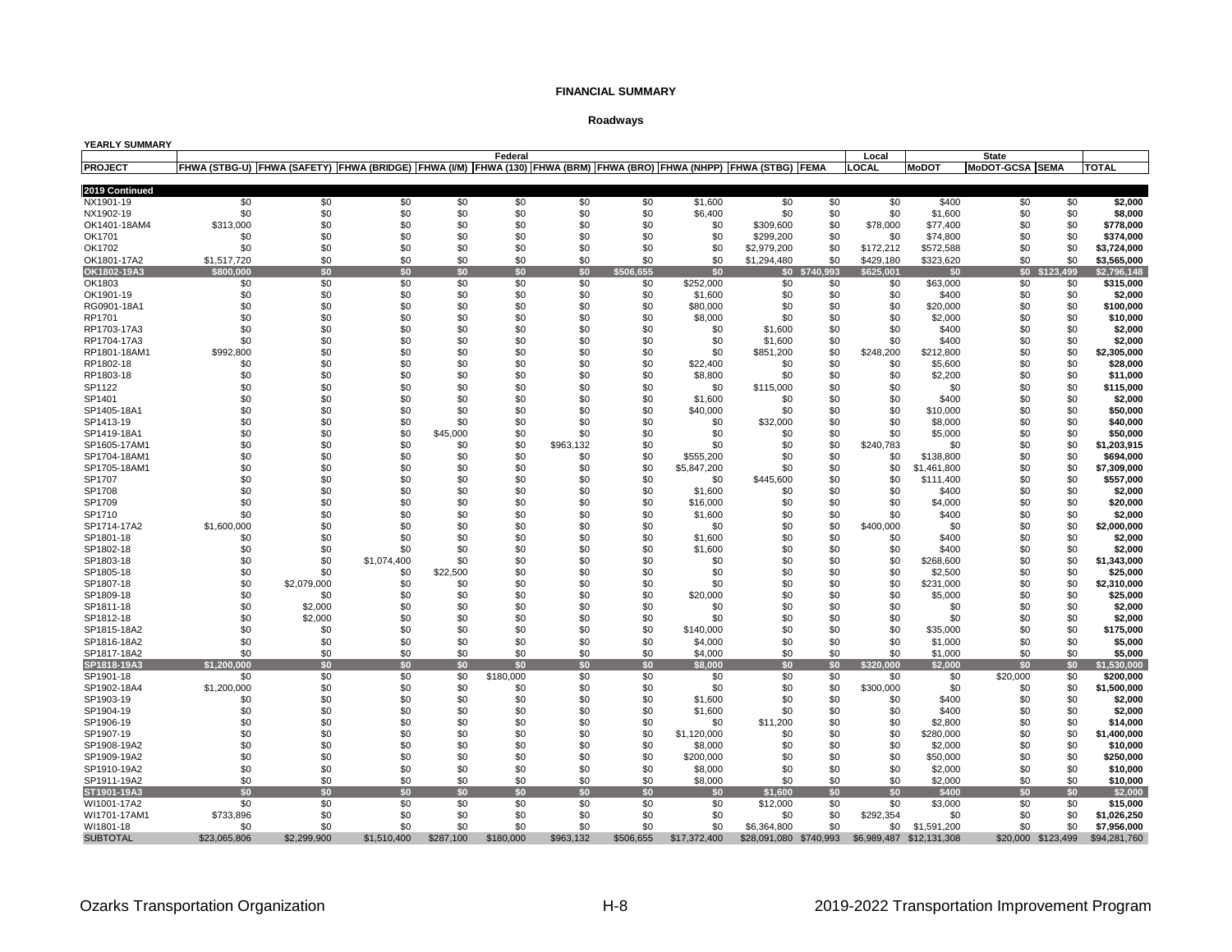**FINANCIAL SUMMARY**

**Roadways**

**YEARLY SUMMARY**

| | Federal | | | | | | | | | | Local | State | | | |
|---|---|---|---|---|---|---|---|---|---|---|---|---|---|---|---|
| **PROJECT** | **FHWA (STBG-U)** | **FHWA (SAFETY)** | **FHWA (BRIDGE)** | **FHWA (I/M)** | **FHWA (130)** | **FHWA (BRM)** | **FHWA (BRO)** | **FHWA (NHPP)** | **FHWA (STBG)** | **FEMA** | **LOCAL** | **MoDOT** | **MoDOT-GCSA** | **SEMA** | **TOTAL** |
| **2019 Continued** | | | | | | | | | | | | | | | |
| NX1901-19 | $0 | $0 | $0 | $0 | $0 | $0 | $0 | $1,600 | $0 | $0 | $0 | $400 | $0 | $0 | **$2,000** |
| NX1902-19 | $0 | $0 | $0 | $0 | $0 | $0 | $0 | $6,400 | $0 | $0 | $0 | $1,600 | $0 | $0 | **$8,000** |
| OK1401-18AM4 | $313,000 | $0 | $0 | $0 | $0 | $0 | $0 | $0 | $309,600 | $0 | $78,000 | $77,400 | $0 | $0 | **$778,000** |
| OK1701 | $0 | $0 | $0 | $0 | $0 | $0 | $0 | $0 | $299,200 | $0 | $0 | $74,800 | $0 | $0 | **$374,000** |
| OK1702 | $0 | $0 | $0 | $0 | $0 | $0 | $0 | $0 | $2,979,200 | $0 | $172,212 | $572,588 | $0 | $0 | **$3,724,000** |
| OK1801-17A2 | $1,517,720 | $0 | $0 | $0 | $0 | $0 | $0 | $0 | $1,294,480 | $0 | $429,180 | $323,620 | $0 | $0 | **$3,565,000** |
| **OK1802-19A3** | **$800,000** | **$0** | **$0** | **$0** | **$0** | **$0** | **$506,655** | **$0** | **$0** | **$740,993** | **$625,001** | **$0** | **$0** | **$123,499** | **$2,796,148** |
| OK1803 | $0 | $0 | $0 | $0 | $0 | $0 | $0 | $252,000 | $0 | $0 | $0 | $63,000 | $0 | $0 | **$315,000** |
| OK1901-19 | $0 | $0 | $0 | $0 | $0 | $0 | $0 | $1,600 | $0 | $0 | $0 | $400 | $0 | $0 | **$2,000** |
| RG0901-18A1 | $0 | $0 | $0 | $0 | $0 | $0 | $0 | $80,000 | $0 | $0 | $0 | $20,000 | $0 | $0 | **$100,000** |
| RP1701 | $0 | $0 | $0 | $0 | $0 | $0 | $0 | $8,000 | $0 | $0 | $0 | $2,000 | $0 | $0 | **$10,000** |
| RP1703-17A3 | $0 | $0 | $0 | $0 | $0 | $0 | $0 | $0 | $1,600 | $0 | $0 | $400 | $0 | $0 | **$2,000** |
| RP1704-17A3 | $0 | $0 | $0 | $0 | $0 | $0 | $0 | $0 | $1,600 | $0 | $0 | $400 | $0 | $0 | **$2,000** |
| RP1801-18AM1 | $992,800 | $0 | $0 | $0 | $0 | $0 | $0 | $0 | $851,200 | $0 | $248,200 | $212,800 | $0 | $0 | **$2,305,000** |
| RP1802-18 | $0 | $0 | $0 | $0 | $0 | $0 | $0 | $22,400 | $0 | $0 | $0 | $5,600 | $0 | $0 | **$28,000** |
| RP1803-18 | $0 | $0 | $0 | $0 | $0 | $0 | $0 | $8,800 | $0 | $0 | $0 | $2,200 | $0 | $0 | **$11,000** |
| SP1122 | $0 | $0 | $0 | $0 | $0 | $0 | $0 | $0 | $115,000 | $0 | $0 | $0 | $0 | $0 | **$115,000** |
| SP1401 | $0 | $0 | $0 | $0 | $0 | $0 | $0 | $1,600 | $0 | $0 | $0 | $400 | $0 | $0 | **$2,000** |
| SP1405-18A1 | $0 | $0 | $0 | $0 | $0 | $0 | $0 | $40,000 | $0 | $0 | $0 | $10,000 | $0 | $0 | **$50,000** |
| SP1413-19 | $0 | $0 | $0 | $0 | $0 | $0 | $0 | $0 | $32,000 | $0 | $0 | $8,000 | $0 | $0 | **$40,000** |
| SP1419-18A1 | $0 | $0 | $0 | $45,000 | $0 | $0 | $0 | $0 | $0 | $0 | $0 | $5,000 | $0 | $0 | **$50,000** |
| SP1605-17AM1 | $0 | $0 | $0 | $0 | $0 | $963,132 | $0 | $0 | $0 | $0 | $240,783 | $0 | $0 | $0 | **$1,203,915** |
| SP1704-18AM1 | $0 | $0 | $0 | $0 | $0 | $0 | $0 | $555,200 | $0 | $0 | $0 | $138,800 | $0 | $0 | **$694,000** |
| SP1705-18AM1 | $0 | $0 | $0 | $0 | $0 | $0 | $0 | $5,847,200 | $0 | $0 | $0 | $1,461,800 | $0 | $0 | **$7,309,000** |
| SP1707 | $0 | $0 | $0 | $0 | $0 | $0 | $0 | $0 | $445,600 | $0 | $0 | $111,400 | $0 | $0 | **$557,000** |
| SP1708 | $0 | $0 | $0 | $0 | $0 | $0 | $0 | $1,600 | $0 | $0 | $0 | $400 | $0 | $0 | **$2,000** |
| SP1709 | $0 | $0 | $0 | $0 | $0 | $0 | $0 | $16,000 | $0 | $0 | $0 | $4,000 | $0 | $0 | **$20,000** |
| SP1710 | $0 | $0 | $0 | $0 | $0 | $0 | $0 | $1,600 | $0 | $0 | $0 | $400 | $0 | $0 | **$2,000** |
| SP1714-17A2 | $1,600,000 | $0 | $0 | $0 | $0 | $0 | $0 | $0 | $0 | $0 | $400,000 | $0 | $0 | $0 | **$2,000,000** |
| SP1801-18 | $0 | $0 | $0 | $0 | $0 | $0 | $0 | $1,600 | $0 | $0 | $0 | $400 | $0 | $0 | **$2,000** |
| SP1802-18 | $0 | $0 | $0 | $0 | $0 | $0 | $0 | $1,600 | $0 | $0 | $0 | $400 | $0 | $0 | **$2,000** |
| SP1803-18 | $0 | $0 | $1,074,400 | $0 | $0 | $0 | $0 | $0 | $0 | $0 | $0 | $268,600 | $0 | $0 | **$1,343,000** |
| SP1805-18 | $0 | $0 | $0 | $22,500 | $0 | $0 | $0 | $0 | $0 | $0 | $0 | $2,500 | $0 | $0 | **$25,000** |
| SP1807-18 | $0 | $2,079,000 | $0 | $0 | $0 | $0 | $0 | $0 | $0 | $0 | $0 | $231,000 | $0 | $0 | **$2,310,000** |
| SP1809-18 | $0 | $0 | $0 | $0 | $0 | $0 | $0 | $20,000 | $0 | $0 | $0 | $5,000 | $0 | $0 | **$25,000** |
| SP1811-18 | $0 | $2,000 | $0 | $0 | $0 | $0 | $0 | $0 | $0 | $0 | $0 | $0 | $0 | $0 | **$2,000** |
| SP1812-18 | $0 | $2,000 | $0 | $0 | $0 | $0 | $0 | $0 | $0 | $0 | $0 | $0 | $0 | $0 | **$2,000** |
| SP1815-18A2 | $0 | $0 | $0 | $0 | $0 | $0 | $0 | $140,000 | $0 | $0 | $0 | $35,000 | $0 | $0 | **$175,000** |
| SP1816-18A2 | $0 | $0 | $0 | $0 | $0 | $0 | $0 | $4,000 | $0 | $0 | $0 | $1,000 | $0 | $0 | **$5,000** |
| SP1817-18A2 | $0 | $0 | $0 | $0 | $0 | $0 | $0 | $4,000 | $0 | $0 | $0 | $1,000 | $0 | $0 | **$5,000** |
| **SP1818-19A3** | **$1,200,000** | **$0** | **$0** | **$0** | **$0** | **$0** | **$0** | **$8,000** | **$0** | **$0** | **$320,000** | **$2,000** | **$0** | **$0** | **$1,530,000** |
| SP1901-18 | $0 | $0 | $0 | $0 | $180,000 | $0 | $0 | $0 | $0 | $0 | $0 | $0 | $20,000 | $0 | **$200,000** |
| SP1902-18A4 | $1,200,000 | $0 | $0 | $0 | $0 | $0 | $0 | $0 | $0 | $0 | $300,000 | $0 | $0 | $0 | **$1,500,000** |
| SP1903-19 | $0 | $0 | $0 | $0 | $0 | $0 | $0 | $1,600 | $0 | $0 | $0 | $400 | $0 | $0 | **$2,000** |
| SP1904-19 | $0 | $0 | $0 | $0 | $0 | $0 | $0 | $1,600 | $0 | $0 | $0 | $400 | $0 | $0 | **$2,000** |
| SP1906-19 | $0 | $0 | $0 | $0 | $0 | $0 | $0 | $0 | $11,200 | $0 | $0 | $2,800 | $0 | $0 | **$14,000** |
| SP1907-19 | $0 | $0 | $0 | $0 | $0 | $0 | $0 | $1,120,000 | $0 | $0 | $0 | $280,000 | $0 | $0 | **$1,400,000** |
| SP1908-19A2 | $0 | $0 | $0 | $0 | $0 | $0 | $0 | $8,000 | $0 | $0 | $0 | $2,000 | $0 | $0 | **$10,000** |
| SP1909-19A2 | $0 | $0 | $0 | $0 | $0 | $0 | $0 | $200,000 | $0 | $0 | $0 | $50,000 | $0 | $0 | **$250,000** |
| SP1910-19A2 | $0 | $0 | $0 | $0 | $0 | $0 | $0 | $8,000 | $0 | $0 | $0 | $2,000 | $0 | $0 | **$10,000** |
| SP1911-19A2 | $0 | $0 | $0 | $0 | $0 | $0 | $0 | $8,000 | $0 | $0 | $0 | $2,000 | $0 | $0 | **$10,000** |
| **ST1901-19A3** | **$0** | **$0** | **$0** | **$0** | **$0** | **$0** | **$0** | **$0** | **$1,600** | **$0** | **$0** | **$400** | **$0** | **$0** | **$2,000** |
| WI1001-17A2 | $0 | $0 | $0 | $0 | $0 | $0 | $0 | $0 | $12,000 | $0 | $0 | $3,000 | $0 | $0 | **$15,000** |
| WI1701-17AM1 | $733,896 | $0 | $0 | $0 | $0 | $0 | $0 | $0 | $0 | $0 | $292,354 | $0 | $0 | $0 | **$1,026,250** |
| WI1801-18 | $0 | $0 | $0 | $0 | $0 | $0 | $0 | $0 | $6,364,800 | $0 | $0 | $1,591,200 | $0 | $0 | **$7,956,000** |
| SUBTOTAL | $23,065,806 | $2,299,900 | $1,510,400 | $287,100 | $180,000 | $963,132 | $506,655 | $17,372,400 | $28,091,080 | $740,993 | $6,989,487 | $12,131,308 | $20,000 | $123,499 | $94,281,760 |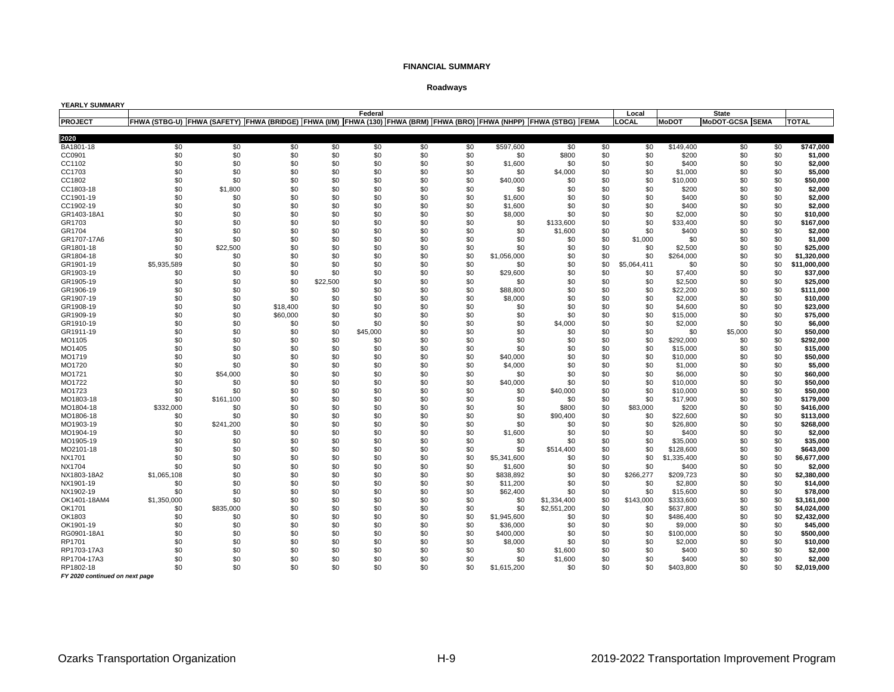**FINANCIAL SUMMARY**

**Roadways**

**YEARLY SUMMARY**

| | Federal | | | | | | | | | | Local | State | | | |
|---|---|---|---|---|---|---|---|---|---|---|---|---|---|---|---|
| **PROJECT** | **FHWA (STBG-U)** | **FHWA (SAFETY)** | **FHWA (BRIDGE)** | **FHWA (I/M)** | **FHWA (130)** | **FHWA (BRM)** | **FHWA (BRO)** | **FHWA (NHPP)** | **FHWA (STBG)** | **FEMA** | **LOCAL** | **MoDOT** | **MoDOT-GCSA** | **SEMA** | **TOTAL** |
| **2020** | | | | | | | | | | | | | | | |
| BA1801-18 | $0 | $0 | $0 | $0 | $0 | $0 | $0 | $597,600 | $0 | $0 | $0 | $149,400 | $0 | $0 | **$747,000** |
| CC0901 | $0 | $0 | $0 | $0 | $0 | $0 | $0 | $0 | $800 | $0 | $0 | $200 | $0 | $0 | **$1,000** |
| CC1102 | $0 | $0 | $0 | $0 | $0 | $0 | $0 | $1,600 | $0 | $0 | $0 | $400 | $0 | $0 | **$2,000** |
| CC1703 | $0 | $0 | $0 | $0 | $0 | $0 | $0 | $0 | $4,000 | $0 | $0 | $1,000 | $0 | $0 | **$5,000** |
| CC1802 | $0 | $0 | $0 | $0 | $0 | $0 | $0 | $40,000 | $0 | $0 | $0 | $10,000 | $0 | $0 | **$50,000** |
| CC1803-18 | $0 | $1,800 | $0 | $0 | $0 | $0 | $0 | $0 | $0 | $0 | $0 | $200 | $0 | $0 | **$2,000** |
| CC1901-19 | $0 | $0 | $0 | $0 | $0 | $0 | $0 | $1,600 | $0 | $0 | $0 | $400 | $0 | $0 | **$2,000** |
| CC1902-19 | $0 | $0 | $0 | $0 | $0 | $0 | $0 | $1,600 | $0 | $0 | $0 | $400 | $0 | $0 | **$2,000** |
| GR1403-18A1 | $0 | $0 | $0 | $0 | $0 | $0 | $0 | $8,000 | $0 | $0 | $0 | $2,000 | $0 | $0 | **$10,000** |
| GR1703 | $0 | $0 | $0 | $0 | $0 | $0 | $0 | $0 | $133,600 | $0 | $0 | $33,400 | $0 | $0 | **$167,000** |
| GR1704 | $0 | $0 | $0 | $0 | $0 | $0 | $0 | $0 | $1,600 | $0 | $0 | $400 | $0 | $0 | **$2,000** |
| GR1707-17A6 | $0 | $0 | $0 | $0 | $0 | $0 | $0 | $0 | $0 | $0 | $1,000 | $0 | $0 | $0 | **$1,000** |
| GR1801-18 | $0 | $22,500 | $0 | $0 | $0 | $0 | $0 | $0 | $0 | $0 | $0 | $2,500 | $0 | $0 | **$25,000** |
| GR1804-18 | $0 | $0 | $0 | $0 | $0 | $0 | $0 | $1,056,000 | $0 | $0 | $0 | $264,000 | $0 | $0 | **$1,320,000** |
| GR1901-19 | $5,935,589 | $0 | $0 | $0 | $0 | $0 | $0 | $0 | $0 | $0 | $5,064,411 | $0 | $0 | $0 | **$11,000,000** |
| GR1903-19 | $0 | $0 | $0 | $0 | $0 | $0 | $0 | $29,600 | $0 | $0 | $0 | $7,400 | $0 | $0 | **$37,000** |
| GR1905-19 | $0 | $0 | $0 | $22,500 | $0 | $0 | $0 | $0 | $0 | $0 | $0 | $2,500 | $0 | $0 | **$25,000** |
| GR1906-19 | $0 | $0 | $0 | $0 | $0 | $0 | $0 | $88,800 | $0 | $0 | $0 | $22,200 | $0 | $0 | **$111,000** |
| GR1907-19 | $0 | $0 | $0 | $0 | $0 | $0 | $0 | $8,000 | $0 | $0 | $0 | $2,000 | $0 | $0 | **$10,000** |
| GR1908-19 | $0 | $0 | $18,400 | $0 | $0 | $0 | $0 | $0 | $0 | $0 | $0 | $4,600 | $0 | $0 | **$23,000** |
| GR1909-19 | $0 | $0 | $60,000 | $0 | $0 | $0 | $0 | $0 | $0 | $0 | $0 | $15,000 | $0 | $0 | **$75,000** |
| GR1910-19 | $0 | $0 | $0 | $0 | $0 | $0 | $0 | $0 | $4,000 | $0 | $0 | $2,000 | $0 | $0 | **$6,000** |
| GR1911-19 | $0 | $0 | $0 | $0 | $45,000 | $0 | $0 | $0 | $0 | $0 | $0 | $0 | $5,000 | $0 | **$50,000** |
| MO1105 | $0 | $0 | $0 | $0 | $0 | $0 | $0 | $0 | $0 | $0 | $0 | $292,000 | $0 | $0 | **$292,000** |
| MO1405 | $0 | $0 | $0 | $0 | $0 | $0 | $0 | $0 | $0 | $0 | $0 | $15,000 | $0 | $0 | **$15,000** |
| MO1719 | $0 | $0 | $0 | $0 | $0 | $0 | $0 | $40,000 | $0 | $0 | $0 | $10,000 | $0 | $0 | **$50,000** |
| MO1720 | $0 | $0 | $0 | $0 | $0 | $0 | $0 | $4,000 | $0 | $0 | $0 | $1,000 | $0 | $0 | **$5,000** |
| MO1721 | $0 | $54,000 | $0 | $0 | $0 | $0 | $0 | $0 | $0 | $0 | $0 | $6,000 | $0 | $0 | **$60,000** |
| MO1722 | $0 | $0 | $0 | $0 | $0 | $0 | $0 | $40,000 | $0 | $0 | $0 | $10,000 | $0 | $0 | **$50,000** |
| MO1723 | $0 | $0 | $0 | $0 | $0 | $0 | $0 | $0 | $40,000 | $0 | $0 | $10,000 | $0 | $0 | **$50,000** |
| MO1803-18 | $0 | $161,100 | $0 | $0 | $0 | $0 | $0 | $0 | $0 | $0 | $0 | $17,900 | $0 | $0 | **$179,000** |
| MO1804-18 | $332,000 | $0 | $0 | $0 | $0 | $0 | $0 | $0 | $800 | $0 | $83,000 | $200 | $0 | $0 | **$416,000** |
| MO1806-18 | $0 | $0 | $0 | $0 | $0 | $0 | $0 | $0 | $90,400 | $0 | $0 | $22,600 | $0 | $0 | **$113,000** |
| MO1903-19 | $0 | $241,200 | $0 | $0 | $0 | $0 | $0 | $0 | $0 | $0 | $0 | $26,800 | $0 | $0 | **$268,000** |
| MO1904-19 | $0 | $0 | $0 | $0 | $0 | $0 | $0 | $1,600 | $0 | $0 | $0 | $400 | $0 | $0 | **$2,000** |
| MO1905-19 | $0 | $0 | $0 | $0 | $0 | $0 | $0 | $0 | $0 | $0 | $0 | $35,000 | $0 | $0 | **$35,000** |
| MO2101-18 | $0 | $0 | $0 | $0 | $0 | $0 | $0 | $0 | $514,400 | $0 | $0 | $128,600 | $0 | $0 | **$643,000** |
| NX1701 | $0 | $0 | $0 | $0 | $0 | $0 | $0 | $5,341,600 | $0 | $0 | $0 | $1,335,400 | $0 | $0 | **$6,677,000** |
| NX1704 | $0 | $0 | $0 | $0 | $0 | $0 | $0 | $1,600 | $0 | $0 | $0 | $400 | $0 | $0 | **$2,000** |
| NX1803-18A2 | $1,065,108 | $0 | $0 | $0 | $0 | $0 | $0 | $838,892 | $0 | $0 | $266,277 | $209,723 | $0 | $0 | **$2,380,000** |
| NX1901-19 | $0 | $0 | $0 | $0 | $0 | $0 | $0 | $11,200 | $0 | $0 | $0 | $2,800 | $0 | $0 | **$14,000** |
| NX1902-19 | $0 | $0 | $0 | $0 | $0 | $0 | $0 | $62,400 | $0 | $0 | $0 | $15,600 | $0 | $0 | **$78,000** |
| OK1401-18AM4 | $1,350,000 | $0 | $0 | $0 | $0 | $0 | $0 | $0 | $1,334,400 | $0 | $143,000 | $333,600 | $0 | $0 | **$3,161,000** |
| OK1701 | $0 | $835,000 | $0 | $0 | $0 | $0 | $0 | $0 | $2,551,200 | $0 | $0 | $637,800 | $0 | $0 | **$4,024,000** |
| OK1803 | $0 | $0 | $0 | $0 | $0 | $0 | $0 | $1,945,600 | $0 | $0 | $0 | $486,400 | $0 | $0 | **$2,432,000** |
| OK1901-19 | $0 | $0 | $0 | $0 | $0 | $0 | $0 | $36,000 | $0 | $0 | $0 | $9,000 | $0 | $0 | **$45,000** |
| RG0901-18A1 | $0 | $0 | $0 | $0 | $0 | $0 | $0 | $400,000 | $0 | $0 | $0 | $100,000 | $0 | $0 | **$500,000** |
| RP1701 | $0 | $0 | $0 | $0 | $0 | $0 | $0 | $8,000 | $0 | $0 | $0 | $2,000 | $0 | $0 | **$10,000** |
| RP1703-17A3 | $0 | $0 | $0 | $0 | $0 | $0 | $0 | $0 | $1,600 | $0 | $0 | $400 | $0 | $0 | **$2,000** |
| RP1704-17A3 | $0 | $0 | $0 | $0 | $0 | $0 | $0 | $0 | $1,600 | $0 | $0 | $400 | $0 | $0 | **$2,000** |
| RP1802-18 | $0 | $0 | $0 | $0 | $0 | $0 | $0 | $1,615,200 | $0 | $0 | $0 | $403,800 | $0 | $0 | **$2,019,000** |

***FY 2020 continued on next page***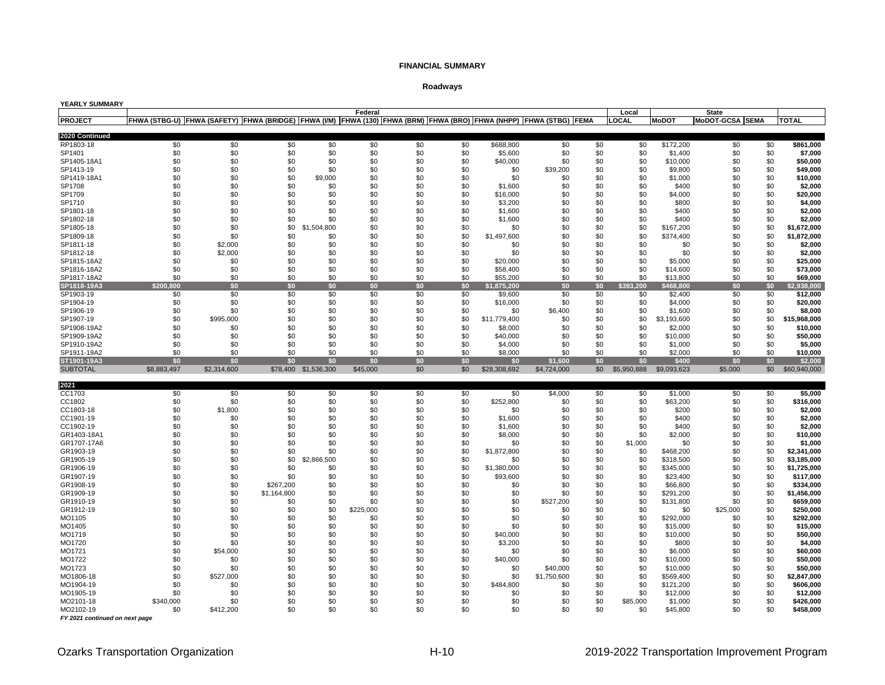**FINANCIAL SUMMARY**

**Roadways**

**YEARLY SUMMARY**

| | Federal | | | | | | | | | | Local | State | | | |
|---|---|---|---|---|---|---|---|---|---|---|---|---|---|---|---|
| **PROJECT** | **FHWA (STBG-U)** | **FHWA (SAFETY)** | **FHWA (BRIDGE)** | **FHWA (I/M)** | **FHWA (130)** | **FHWA (BRM)** | **FHWA (BRO)** | **FHWA (NHPP)** | **FHWA (STBG)** | **FEMA** | **LOCAL** | **MoDOT** | **MoDOT-GCSA** | **SEMA** | **TOTAL** |
| **2020 Continued** | | | | | | | | | | | | | | | |
| RP1803-18 | $0 | $0 | $0 | $0 | $0 | $0 | $0 | $688,800 | $0 | $0 | $0 | $172,200 | $0 | $0 | **$861,000** |
| SP1401 | $0 | $0 | $0 | $0 | $0 | $0 | $0 | $5,600 | $0 | $0 | $0 | $1,400 | $0 | $0 | **$7,000** |
| SP1405-18A1 | $0 | $0 | $0 | $0 | $0 | $0 | $0 | $40,000 | $0 | $0 | $0 | $10,000 | $0 | $0 | **$50,000** |
| SP1413-19 | $0 | $0 | $0 | $0 | $0 | $0 | $0 | $0 | $39,200 | $0 | $0 | $9,800 | $0 | $0 | **$49,000** |
| SP1419-18A1 | $0 | $0 | $0 | $9,000 | $0 | $0 | $0 | $0 | $0 | $0 | $0 | $1,000 | $0 | $0 | **$10,000** |
| SP1708 | $0 | $0 | $0 | $0 | $0 | $0 | $0 | $1,600 | $0 | $0 | $0 | $400 | $0 | $0 | **$2,000** |
| SP1709 | $0 | $0 | $0 | $0 | $0 | $0 | $0 | $16,000 | $0 | $0 | $0 | $4,000 | $0 | $0 | **$20,000** |
| SP1710 | $0 | $0 | $0 | $0 | $0 | $0 | $0 | $3,200 | $0 | $0 | $0 | $800 | $0 | $0 | **$4,000** |
| SP1801-18 | $0 | $0 | $0 | $0 | $0 | $0 | $0 | $1,600 | $0 | $0 | $0 | $400 | $0 | $0 | **$2,000** |
| SP1802-18 | $0 | $0 | $0 | $0 | $0 | $0 | $0 | $1,600 | $0 | $0 | $0 | $400 | $0 | $0 | **$2,000** |
| SP1805-18 | $0 | $0 | $0 | $1,504,800 | $0 | $0 | $0 | $0 | $0 | $0 | $0 | $167,200 | $0 | $0 | **$1,672,000** |
| SP1809-18 | $0 | $0 | $0 | $0 | $0 | $0 | $0 | $1,497,600 | $0 | $0 | $0 | $374,400 | $0 | $0 | **$1,872,000** |
| SP1811-18 | $0 | $2,000 | $0 | $0 | $0 | $0 | $0 | $0 | $0 | $0 | $0 | $0 | $0 | $0 | **$2,000** |
| SP1812-18 | $0 | $2,000 | $0 | $0 | $0 | $0 | $0 | $0 | $0 | $0 | $0 | $0 | $0 | $0 | **$2,000** |
| SP1815-18A2 | $0 | $0 | $0 | $0 | $0 | $0 | $0 | $20,000 | $0 | $0 | $0 | $5,000 | $0 | $0 | **$25,000** |
| SP1816-18A2 | $0 | $0 | $0 | $0 | $0 | $0 | $0 | $58,400 | $0 | $0 | $0 | $14,600 | $0 | $0 | **$73,000** |
| SP1817-18A2 | $0 | $0 | $0 | $0 | $0 | $0 | $0 | $55,200 | $0 | $0 | $0 | $13,800 | $0 | $0 | **$69,000** |
| **SP1818-19A3** | **$200,800** | **$0** | **$0** | **$0** | **$0** | **$0** | **$0** | **$1,875,200** | **$0** | **$0** | **$393,200** | **$468,800** | **$0** | **$0** | **$2,938,000** |
| SP1903-19 | $0 | $0 | $0 | $0 | $0 | $0 | $0 | $9,600 | $0 | $0 | $0 | $2,400 | $0 | $0 | **$12,000** |
| SP1904-19 | $0 | $0 | $0 | $0 | $0 | $0 | $0 | $16,000 | $0 | $0 | $0 | $4,000 | $0 | $0 | **$20,000** |
| SP1906-19 | $0 | $0 | $0 | $0 | $0 | $0 | $0 | $0 | $6,400 | $0 | $0 | $1,600 | $0 | $0 | **$8,000** |
| SP1907-19 | $0 | $995,000 | $0 | $0 | $0 | $0 | $0 | $11,779,400 | $0 | $0 | $0 | $3,193,600 | $0 | $0 | **$15,968,000** |
| SP1908-19A2 | $0 | $0 | $0 | $0 | $0 | $0 | $0 | $8,000 | $0 | $0 | $0 | $2,000 | $0 | $0 | **$10,000** |
| SP1909-19A2 | $0 | $0 | $0 | $0 | $0 | $0 | $0 | $40,000 | $0 | $0 | $0 | $10,000 | $0 | $0 | **$50,000** |
| SP1910-19A2 | $0 | $0 | $0 | $0 | $0 | $0 | $0 | $4,000 | $0 | $0 | $0 | $1,000 | $0 | $0 | **$5,000** |
| SP1911-19A2 | $0 | $0 | $0 | $0 | $0 | $0 | $0 | $8,000 | $0 | $0 | $0 | $2,000 | $0 | $0 | **$10,000** |
| **ST1901-19A3** | **$0** | **$0** | **$0** | **$0** | **$0** | **$0** | **$0** | **$0** | **$1,600** | **$0** | **$0** | **$400** | **$0** | **$0** | **$2,000** |
| SUBTOTAL | $8,883,497 | $2,314,600 | $78,400 | $1,536,300 | $45,000 | $0 | $0 | $28,308,692 | $4,724,000 | $0 | $5,950,888 | $9,093,623 | $5,000 | $0 | $60,940,000 |
| **2021** | | | | | | | | | | | | | | | |
| CC1703 | $0 | $0 | $0 | $0 | $0 | $0 | $0 | $0 | $4,000 | $0 | $0 | $1,000 | $0 | $0 | **$5,000** |
| CC1802 | $0 | $0 | $0 | $0 | $0 | $0 | $0 | $252,800 | $0 | $0 | $0 | $63,200 | $0 | $0 | **$316,000** |
| CC1803-18 | $0 | $1,800 | $0 | $0 | $0 | $0 | $0 | $0 | $0 | $0 | $0 | $200 | $0 | $0 | **$2,000** |
| CC1901-19 | $0 | $0 | $0 | $0 | $0 | $0 | $0 | $1,600 | $0 | $0 | $0 | $400 | $0 | $0 | **$2,000** |
| CC1902-19 | $0 | $0 | $0 | $0 | $0 | $0 | $0 | $1,600 | $0 | $0 | $0 | $400 | $0 | $0 | **$2,000** |
| GR1403-18A1 | $0 | $0 | $0 | $0 | $0 | $0 | $0 | $8,000 | $0 | $0 | $0 | $2,000 | $0 | $0 | **$10,000** |
| GR1707-17A6 | $0 | $0 | $0 | $0 | $0 | $0 | $0 | $0 | $0 | $0 | $1,000 | $0 | $0 | $0 | **$1,000** |
| GR1903-19 | $0 | $0 | $0 | $0 | $0 | $0 | $0 | $1,872,800 | $0 | $0 | $0 | $468,200 | $0 | $0 | **$2,341,000** |
| GR1905-19 | $0 | $0 | $0 | $2,866,500 | $0 | $0 | $0 | $0 | $0 | $0 | $0 | $318,500 | $0 | $0 | **$3,185,000** |
| GR1906-19 | $0 | $0 | $0 | $0 | $0 | $0 | $0 | $1,380,000 | $0 | $0 | $0 | $345,000 | $0 | $0 | **$1,725,000** |
| GR1907-19 | $0 | $0 | $0 | $0 | $0 | $0 | $0 | $93,600 | $0 | $0 | $0 | $23,400 | $0 | $0 | **$117,000** |
| GR1908-19 | $0 | $0 | $267,200 | $0 | $0 | $0 | $0 | $0 | $0 | $0 | $0 | $66,800 | $0 | $0 | **$334,000** |
| GR1909-19 | $0 | $0 | $1,164,800 | $0 | $0 | $0 | $0 | $0 | $0 | $0 | $0 | $291,200 | $0 | $0 | **$1,456,000** |
| GR1910-19 | $0 | $0 | $0 | $0 | $0 | $0 | $0 | $0 | $527,200 | $0 | $0 | $131,800 | $0 | $0 | **$659,000** |
| GR1912-19 | $0 | $0 | $0 | $0 | $225,000 | $0 | $0 | $0 | $0 | $0 | $0 | $0 | $25,000 | $0 | **$250,000** |
| MO1105 | $0 | $0 | $0 | $0 | $0 | $0 | $0 | $0 | $0 | $0 | $0 | $292,000 | $0 | $0 | **$292,000** |
| MO1405 | $0 | $0 | $0 | $0 | $0 | $0 | $0 | $0 | $0 | $0 | $0 | $15,000 | $0 | $0 | **$15,000** |
| MO1719 | $0 | $0 | $0 | $0 | $0 | $0 | $0 | $40,000 | $0 | $0 | $0 | $10,000 | $0 | $0 | **$50,000** |
| MO1720 | $0 | $0 | $0 | $0 | $0 | $0 | $0 | $3,200 | $0 | $0 | $0 | $800 | $0 | $0 | **$4,000** |
| MO1721 | $0 | $54,000 | $0 | $0 | $0 | $0 | $0 | $0 | $0 | $0 | $0 | $6,000 | $0 | $0 | **$60,000** |
| MO1722 | $0 | $0 | $0 | $0 | $0 | $0 | $0 | $40,000 | $0 | $0 | $0 | $10,000 | $0 | $0 | **$50,000** |
| MO1723 | $0 | $0 | $0 | $0 | $0 | $0 | $0 | $0 | $40,000 | $0 | $0 | $10,000 | $0 | $0 | **$50,000** |
| MO1806-18 | $0 | $527,000 | $0 | $0 | $0 | $0 | $0 | $0 | $1,750,600 | $0 | $0 | $569,400 | $0 | $0 | **$2,847,000** |
| MO1904-19 | $0 | $0 | $0 | $0 | $0 | $0 | $0 | $484,800 | $0 | $0 | $0 | $121,200 | $0 | $0 | **$606,000** |
| MO1905-19 | $0 | $0 | $0 | $0 | $0 | $0 | $0 | $0 | $0 | $0 | $0 | $12,000 | $0 | $0 | **$12,000** |
| MO2101-18 | $340,000 | $0 | $0 | $0 | $0 | $0 | $0 | $0 | $0 | $0 | $85,000 | $1,000 | $0 | $0 | **$426,000** |
| MO2102-19 | $0 | $412,200 | $0 | $0 | $0 | $0 | $0 | $0 | $0 | $0 | $0 | $45,800 | $0 | $0 | **$458,000** |

*FY 2021 continued on next page*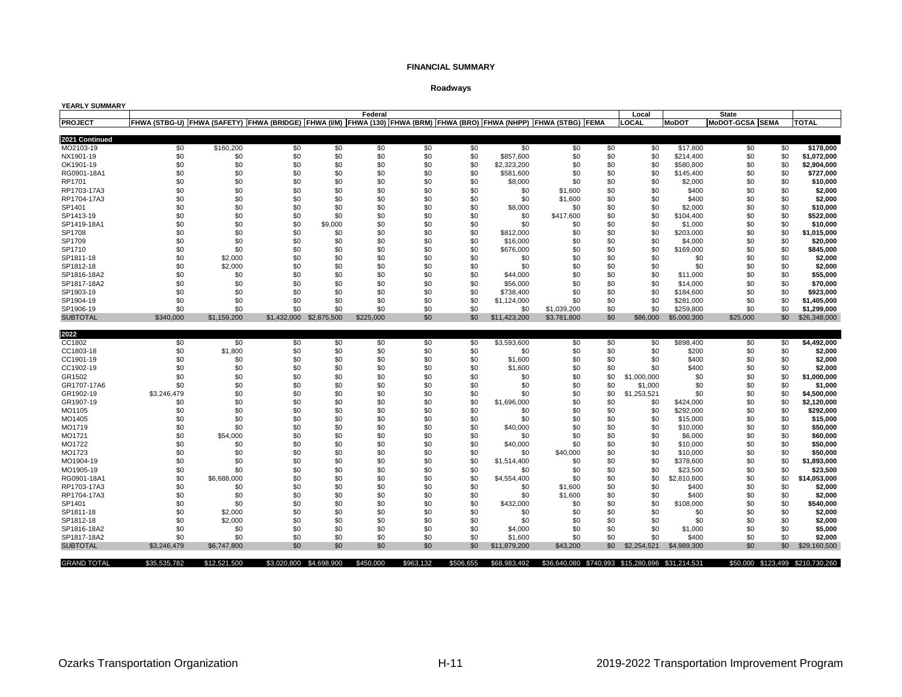**FINANCIAL SUMMARY**

**Roadways**

**YEARLY SUMMARY**

| | Federal | | | | | | | | | | Local | State | | | |
|---|---|---|---|---|---|---|---|---|---|---|---|---|---|---|---|
| **PROJECT** | FHWA (STBG-U) | FHWA (SAFETY) | FHWA (BRIDGE) | FHWA (I/M) | FHWA (130) | FHWA (BRM) | FHWA (BRO) | FHWA (NHPP) | FHWA (STBG) | FEMA | LOCAL | MoDOT | MoDOT-GCSA | SEMA | TOTAL |
| **2021 Continued** | | | | | | | | | | | | | | | |
| MO2103-19 | $0 | $160,200 | $0 | $0 | $0 | $0 | $0 | $0 | $0 | $0 | $0 | $17,800 | $0 | $0 | **$178,000** |
| NX1901-19 | $0 | $0 | $0 | $0 | $0 | $0 | $0 | $857,600 | $0 | $0 | $0 | $214,400 | $0 | $0 | **$1,072,000** |
| OK1901-19 | $0 | $0 | $0 | $0 | $0 | $0 | $0 | $2,323,200 | $0 | $0 | $0 | $580,800 | $0 | $0 | **$2,904,000** |
| RG0901-18A1 | $0 | $0 | $0 | $0 | $0 | $0 | $0 | $581,600 | $0 | $0 | $0 | $145,400 | $0 | $0 | **$727,000** |
| RP1701 | $0 | $0 | $0 | $0 | $0 | $0 | $0 | $8,000 | $0 | $0 | $0 | $2,000 | $0 | $0 | **$10,000** |
| RP1703-17A3 | $0 | $0 | $0 | $0 | $0 | $0 | $0 | $0 | $1,600 | $0 | $0 | $400 | $0 | $0 | **$2,000** |
| RP1704-17A3 | $0 | $0 | $0 | $0 | $0 | $0 | $0 | $0 | $1,600 | $0 | $0 | $400 | $0 | $0 | **$2,000** |
| SP1401 | $0 | $0 | $0 | $0 | $0 | $0 | $0 | $8,000 | $0 | $0 | $0 | $2,000 | $0 | $0 | **$10,000** |
| SP1413-19 | $0 | $0 | $0 | $0 | $0 | $0 | $0 | $0 | $417,600 | $0 | $0 | $104,400 | $0 | $0 | **$522,000** |
| SP1419-18A1 | $0 | $0 | $0 | $9,000 | $0 | $0 | $0 | $0 | $0 | $0 | $0 | $1,000 | $0 | $0 | **$10,000** |
| SP1708 | $0 | $0 | $0 | $0 | $0 | $0 | $0 | $812,000 | $0 | $0 | $0 | $203,000 | $0 | $0 | **$1,015,000** |
| SP1709 | $0 | $0 | $0 | $0 | $0 | $0 | $0 | $16,000 | $0 | $0 | $0 | $4,000 | $0 | $0 | **$20,000** |
| SP1710 | $0 | $0 | $0 | $0 | $0 | $0 | $0 | $676,000 | $0 | $0 | $0 | $169,000 | $0 | $0 | **$845,000** |
| SP1811-18 | $0 | $2,000 | $0 | $0 | $0 | $0 | $0 | $0 | $0 | $0 | $0 | $0 | $0 | $0 | **$2,000** |
| SP1812-18 | $0 | $2,000 | $0 | $0 | $0 | $0 | $0 | $0 | $0 | $0 | $0 | $0 | $0 | $0 | **$2,000** |
| SP1816-18A2 | $0 | $0 | $0 | $0 | $0 | $0 | $0 | $44,000 | $0 | $0 | $0 | $11,000 | $0 | $0 | **$55,000** |
| SP1817-18A2 | $0 | $0 | $0 | $0 | $0 | $0 | $0 | $56,000 | $0 | $0 | $0 | $14,000 | $0 | $0 | **$70,000** |
| SP1903-19 | $0 | $0 | $0 | $0 | $0 | $0 | $0 | $738,400 | $0 | $0 | $0 | $184,600 | $0 | $0 | **$923,000** |
| SP1904-19 | $0 | $0 | $0 | $0 | $0 | $0 | $0 | $1,124,000 | $0 | $0 | $0 | $281,000 | $0 | $0 | **$1,405,000** |
| SP1906-19 | $0 | $0 | $0 | $0 | $0 | $0 | $0 | $0 | $1,039,200 | $0 | $0 | $259,800 | $0 | $0 | **$1,299,000** |
| SUBTOTAL | $340,000 | $1,159,200 | $1,432,000 | $2,875,500 | $225,000 | $0 | $0 | $11,423,200 | $3,781,800 | $0 | $86,000 | $5,000,300 | $25,000 | $0 | $26,348,000 |
| **2022** | | | | | | | | | | | | | | | |
| CC1802 | $0 | $0 | $0 | $0 | $0 | $0 | $0 | $3,593,600 | $0 | $0 | $0 | $898,400 | $0 | $0 | **$4,492,000** |
| CC1803-18 | $0 | $1,800 | $0 | $0 | $0 | $0 | $0 | $0 | $0 | $0 | $0 | $200 | $0 | $0 | **$2,000** |
| CC1901-19 | $0 | $0 | $0 | $0 | $0 | $0 | $0 | $1,600 | $0 | $0 | $0 | $400 | $0 | $0 | **$2,000** |
| CC1902-19 | $0 | $0 | $0 | $0 | $0 | $0 | $0 | $1,600 | $0 | $0 | $0 | $400 | $0 | $0 | **$2,000** |
| GR1502 | $0 | $0 | $0 | $0 | $0 | $0 | $0 | $0 | $0 | $0 | $1,000,000 | $0 | $0 | $0 | **$1,000,000** |
| GR1707-17A6 | $0 | $0 | $0 | $0 | $0 | $0 | $0 | $0 | $0 | $0 | $1,000 | $0 | $0 | $0 | **$1,000** |
| GR1902-19 | $3,246,479 | $0 | $0 | $0 | $0 | $0 | $0 | $0 | $0 | $0 | $1,253,521 | $0 | $0 | $0 | **$4,500,000** |
| GR1907-19 | $0 | $0 | $0 | $0 | $0 | $0 | $0 | $1,696,000 | $0 | $0 | $0 | $424,000 | $0 | $0 | **$2,120,000** |
| MO1105 | $0 | $0 | $0 | $0 | $0 | $0 | $0 | $0 | $0 | $0 | $0 | $292,000 | $0 | $0 | **$292,000** |
| MO1405 | $0 | $0 | $0 | $0 | $0 | $0 | $0 | $0 | $0 | $0 | $0 | $15,000 | $0 | $0 | **$15,000** |
| MO1719 | $0 | $0 | $0 | $0 | $0 | $0 | $0 | $40,000 | $0 | $0 | $0 | $10,000 | $0 | $0 | **$50,000** |
| MO1721 | $0 | $54,000 | $0 | $0 | $0 | $0 | $0 | $0 | $0 | $0 | $0 | $6,000 | $0 | $0 | **$60,000** |
| MO1722 | $0 | $0 | $0 | $0 | $0 | $0 | $0 | $40,000 | $0 | $0 | $0 | $10,000 | $0 | $0 | **$50,000** |
| MO1723 | $0 | $0 | $0 | $0 | $0 | $0 | $0 | $0 | $40,000 | $0 | $0 | $10,000 | $0 | $0 | **$50,000** |
| MO1904-19 | $0 | $0 | $0 | $0 | $0 | $0 | $0 | $1,514,400 | $0 | $0 | $0 | $378,600 | $0 | $0 | **$1,893,000** |
| MO1905-19 | $0 | $0 | $0 | $0 | $0 | $0 | $0 | $0 | $0 | $0 | $0 | $23,500 | $0 | $0 | **$23,500** |
| RG0901-18A1 | $0 | $6,688,000 | $0 | $0 | $0 | $0 | $0 | $4,554,400 | $0 | $0 | $0 | $2,810,600 | $0 | $0 | **$14,053,000** |
| RP1703-17A3 | $0 | $0 | $0 | $0 | $0 | $0 | $0 | $0 | $1,600 | $0 | $0 | $400 | $0 | $0 | **$2,000** |
| RP1704-17A3 | $0 | $0 | $0 | $0 | $0 | $0 | $0 | $0 | $1,600 | $0 | $0 | $400 | $0 | $0 | **$2,000** |
| SP1401 | $0 | $0 | $0 | $0 | $0 | $0 | $0 | $432,000 | $0 | $0 | $0 | $108,000 | $0 | $0 | **$540,000** |
| SP1811-18 | $0 | $2,000 | $0 | $0 | $0 | $0 | $0 | $0 | $0 | $0 | $0 | $0 | $0 | $0 | **$2,000** |
| SP1812-18 | $0 | $2,000 | $0 | $0 | $0 | $0 | $0 | $0 | $0 | $0 | $0 | $0 | $0 | $0 | **$2,000** |
| SP1816-18A2 | $0 | $0 | $0 | $0 | $0 | $0 | $0 | $4,000 | $0 | $0 | $0 | $1,000 | $0 | $0 | **$5,000** |
| SP1817-18A2 | $0 | $0 | $0 | $0 | $0 | $0 | $0 | $1,600 | $0 | $0 | $0 | $400 | $0 | $0 | **$2,000** |
| SUBTOTAL | $3,246,479 | $6,747,800 | $0 | $0 | $0 | $0 | $0 | $11,879,200 | $43,200 | $0 | $2,254,521 | $4,989,300 | $0 | $0 | $29,160,500 |
| GRAND TOTAL | $35,535,782 | $12,521,500 | $3,020,800 | $4,698,900 | $450,000 | $963,132 | $506,655 | $68,983,492 | $36,640,080 | $740,993 | $15,280,896 | $31,214,531 | $50,000 | $123,499 | $210,730,260 |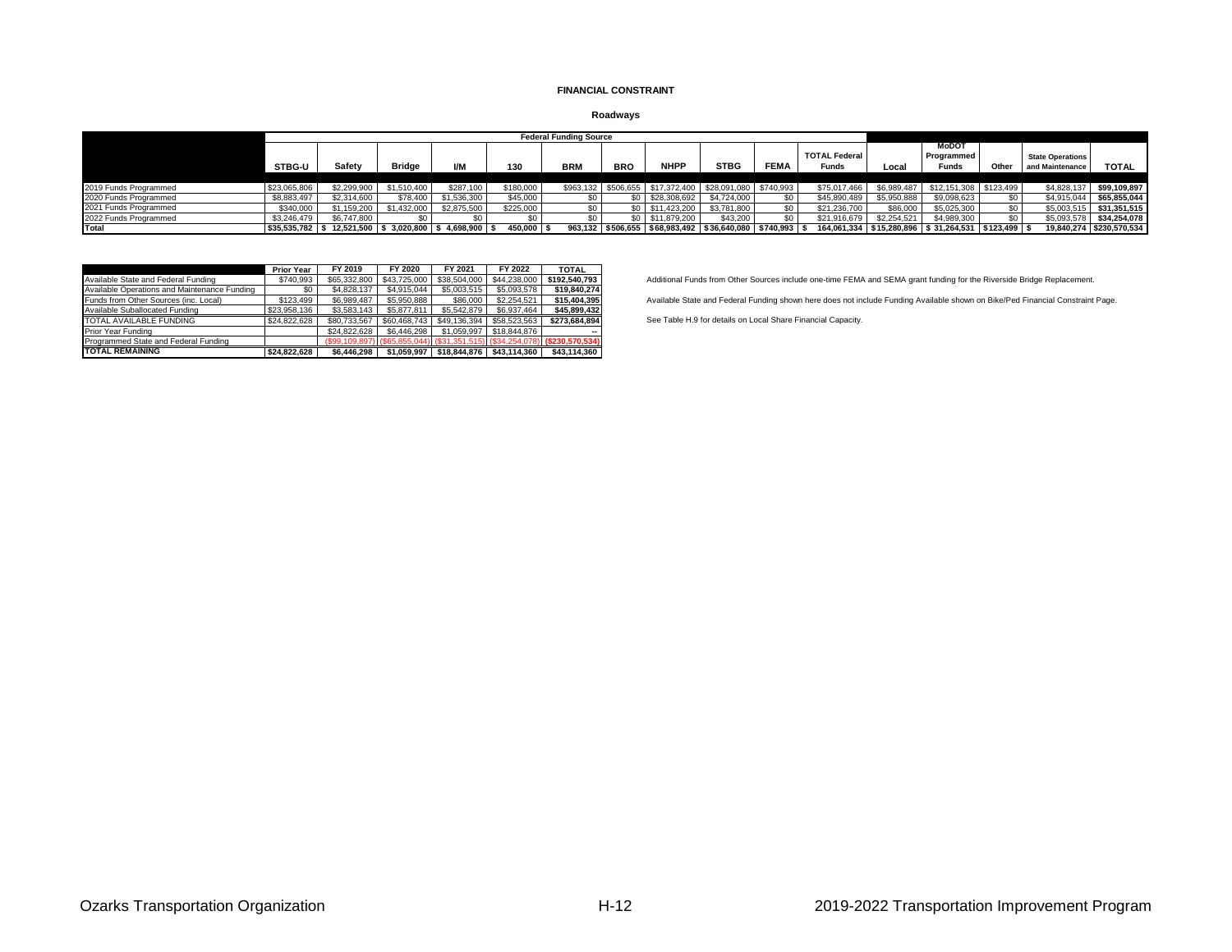# FINANCIAL CONSTRAINT

## Roadways

| | Federal Funding Source | | | | | | | | | | | | | | | |
|---|---|---|---|---|---|---|---|---|---|---|---|---|---|---|---|---|
| | STBG-U | Safety | Bridge | I/M | 130 | BRM | BRO | NHPP | STBG | FEMA | TOTAL Federal Funds | Local | MoDOT Programmed Funds | Other | State Operations and Maintenance | TOTAL |
| 2019 Funds Programmed | $23,065,806 | $2,299,900 | $1,510,400 | $287,100 | $180,000 | $963,132 | $506,655 | $17,372,400 | $28,091,080 | $740,993 | $75,017,466 | $6,989,487 | $12,151,308 | $123,499 | $4,828,137 | $99,109,897 |
| 2020 Funds Programmed | $8,883,497 | $2,314,600 | $78,400 | $1,536,300 | $45,000 | $0 | $0 | $28,308,692 | $4,724,000 | $0 | $45,890,489 | $5,950,888 | $9,098,623 | $0 | $4,915,044 | $65,855,044 |
| 2021 Funds Programmed | $340,000 | $1,159,200 | $1,432,000 | $2,875,500 | $225,000 | $0 | $0 | $11,423,200 | $3,781,800 | $0 | $21,236,700 | $86,000 | $5,025,300 | $0 | $5,003,515 | $31,351,515 |
| 2022 Funds Programmed | $3,246,479 | $6,747,800 | $0 | $0 | $0 | $0 | $0 | $11,879,200 | $43,200 | $0 | $21,916,679 | $2,254,521 | $4,989,300 | $0 | $5,093,578 | $34,254,078 |
| Total | $35,535,782 | $ 12,521,500 | $ 3,020,800 | $ 4,698,900 | $ 450,000 | $ 963,132 | $506,655 | $68,983,492 | $36,640,080 | $740,993 | $ 164,061,334 | $15,280,896 | $ 31,264,531 | $123,499 | $ 19,840,274 | $230,570,534 |

| | Prior Year | FY 2019 | FY 2020 | FY 2021 | FY 2022 | TOTAL |
|---|---|---|---|---|---|---|
| Available State and Federal Funding | $740,993 | $65,332,800 | $43,725,000 | $38,504,000 | $44,238,000 | $192,540,793 |
| Available Operations and Maintenance Funding | $0 | $4,828,137 | $4,915,044 | $5,003,515 | $5,093,578 | $19,840,274 |
| Funds from Other Sources (inc. Local) | $123,499 | $6,989,487 | $5,950,888 | $86,000 | $2,254,521 | $15,404,395 |
| Available Suballocated Funding | $23,958,136 | $3,583,143 | $5,877,811 | $5,542,879 | $6,937,464 | $45,899,432 |
| TOTAL AVAILABLE FUNDING | $24,822,628 | $80,733,567 | $60,468,743 | $49,136,394 | $58,523,563 | $273,684,894 |
| Prior Year Funding | | $24,822,628 | $6,446,298 | $1,059,997 | $18,844,876 | -- |
| Programmed State and Federal Funding | | ($99,109,897) | ($65,855,044) | ($31,351,515) | ($34,254,078) | ($230,570,534) |
| TOTAL REMAINING | $24,822,628 | $6,446,298 | $1,059,997 | $18,844,876 | $43,114,360 | $43,114,360 |

Additional Funds from Other Sources include one-time FEMA and SEMA grant funding for the Riverside Bridge Replacement.

Available State and Federal Funding shown here does not include Funding Available shown on Bike/Ped Financial Constraint Page.

See Table H.9 for details on Local Share Financial Capacity.